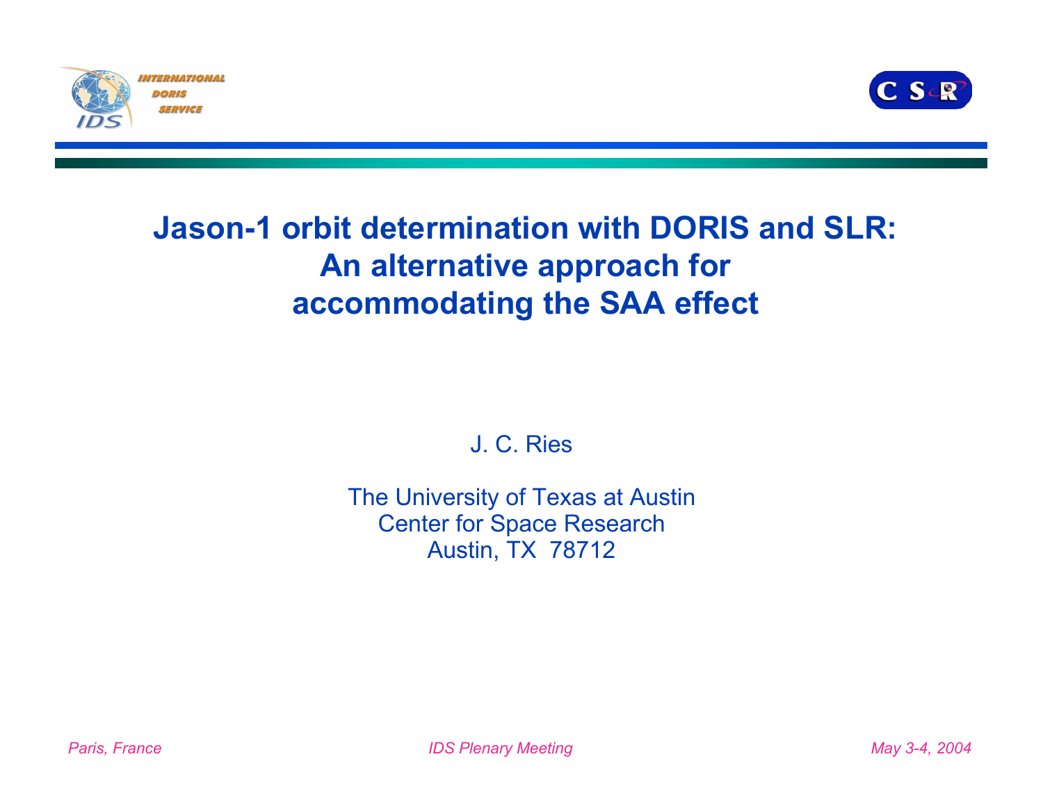# Jason-1 orbit determination with DORIS and SLR: An alternative approach for accommodating the SAA effect

J. C. Ries

The University of Texas at Austin
Center for Space Research
Austin, TX 78712

*Paris, France* *IDS Plenary Meeting* *May 3-4, 2004*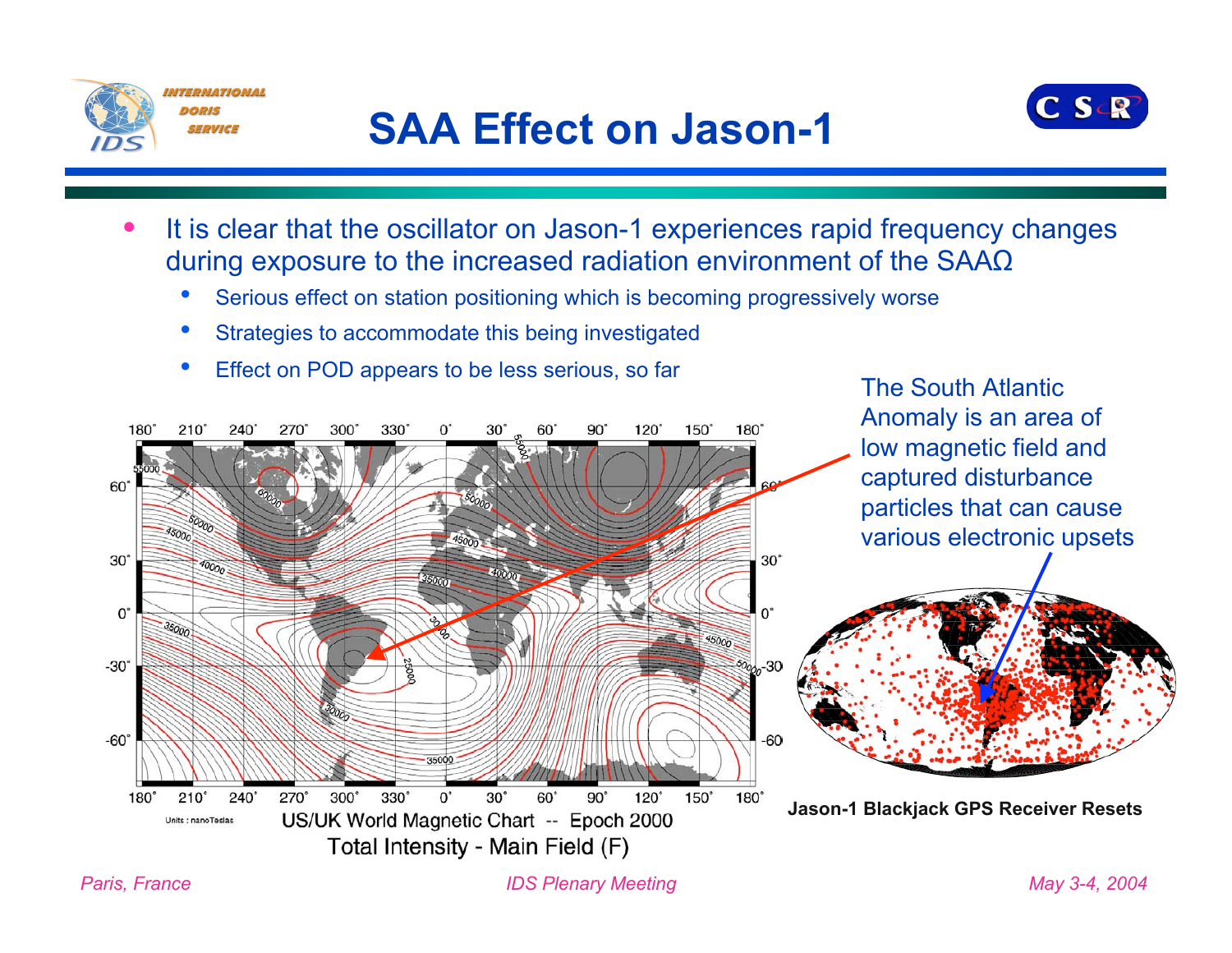# SAA Effect on Jason-1

- It is clear that the oscillator on Jason-1 experiences rapid frequency changes during exposure to the increased radiation environment of the SAAΩ
  - Serious effect on station positioning which is becoming progressively worse
  - Strategies to accommodate this being investigated
  - Effect on POD appears to be less serious, so far

The South Atlantic Anomaly is an area of low magnetic field and captured disturbance particles that can cause various electronic upsets

US/UK World Magnetic Chart -- Epoch 2000
Total Intensity - Main Field (F)

Units : nanoTeslas

Jason-1 Blackjack GPS Receiver Resets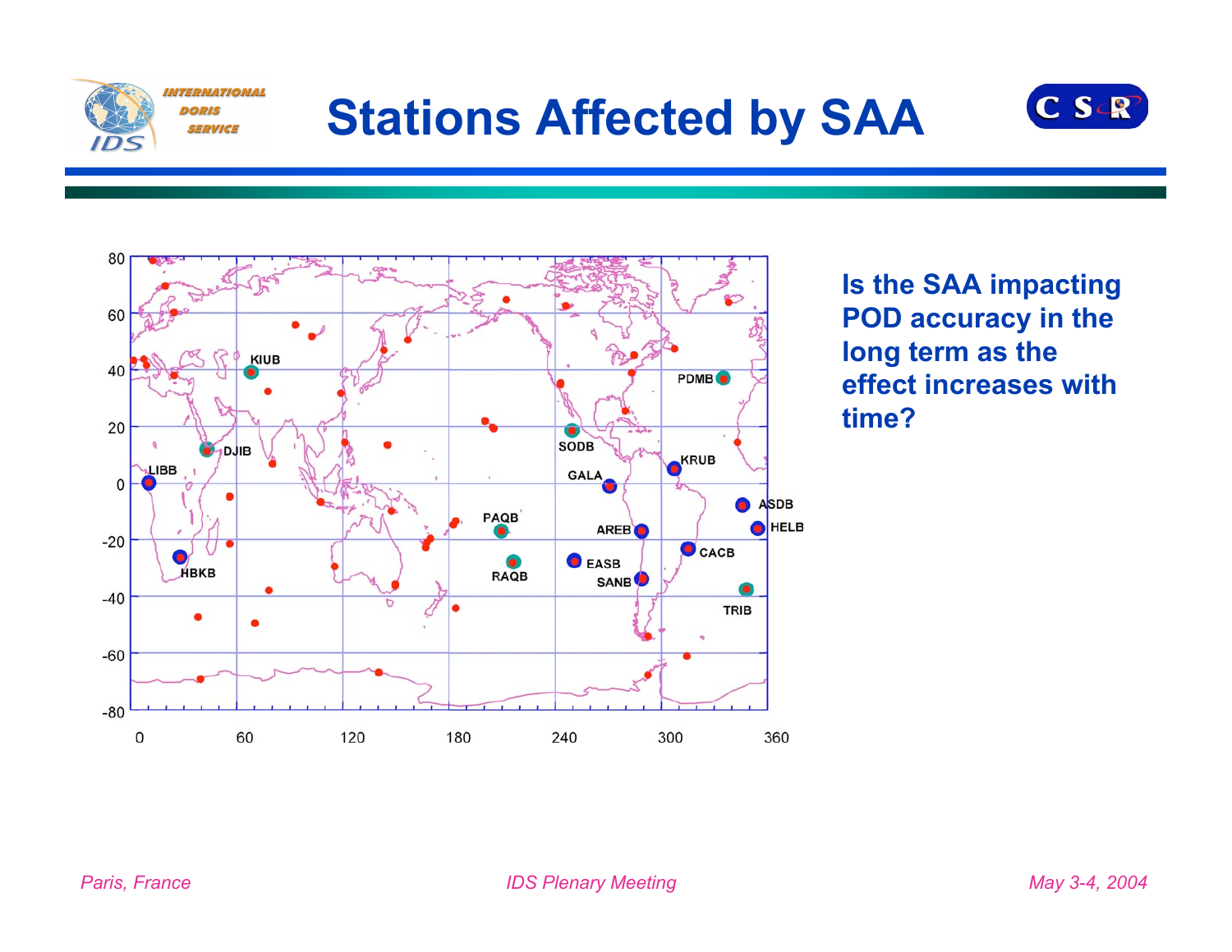# Stations Affected by SAA

**Is the SAA impacting POD accuracy in the long term as the effect increases with time?**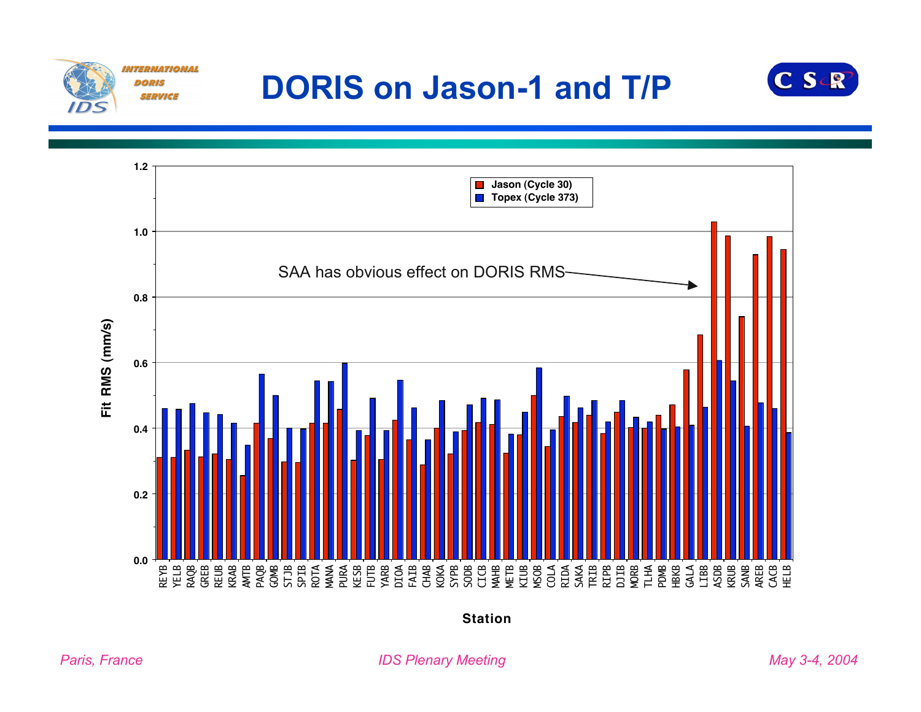# DORIS on Jason-1 and T/P

Fit RMS (mm/s) by Station — Jason (Cycle 30), Topex (Cycle 373)

SAA has obvious effect on DORIS RMS

Stations: REYB, YELB, RAQB, GREB, REUB, KRAB, AMTB, PAQB, GOMB, STJB, SPIB, ROTA, MANA, PURA, KESB, FUTB, YARB, DIOA, FAIB, CHAB, KOKA, SYPB, SODB, CICB, MAHB, METB, KIUB, MSOB, COLA, RIDA, SAKA, TRIB, RIPB, DJIB, MORB, TLHA, PDMB, HBKB, GALA, LIBB, ASDB, KRUB, SANB, AREB, CACB, HELB

Y-axis: 0.0, 0.2, 0.4, 0.6, 0.8, 1.0, 1.2

*Paris, France* — *IDS Plenary Meeting* — *May 3-4, 2004*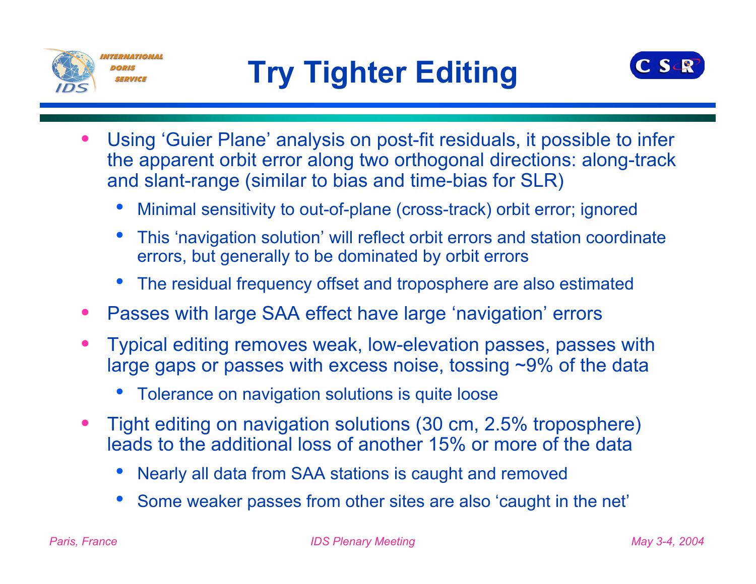# Try Tighter Editing

- Using ‘Guier Plane’ analysis on post-fit residuals, it possible to infer the apparent orbit error along two orthogonal directions: along-track and slant-range (similar to bias and time-bias for SLR)
  - Minimal sensitivity to out-of-plane (cross-track) orbit error; ignored
  - This ‘navigation solution’ will reflect orbit errors and station coordinate errors, but generally to be dominated by orbit errors
  - The residual frequency offset and troposphere are also estimated
- Passes with large SAA effect have large ‘navigation’ errors
- Typical editing removes weak, low-elevation passes, passes with large gaps or passes with excess noise, tossing ~9% of the data
  - Tolerance on navigation solutions is quite loose
- Tight editing on navigation solutions (30 cm, 2.5% troposphere) leads to the additional loss of another 15% or more of the data
  - Nearly all data from SAA stations is caught and removed
  - Some weaker passes from other sites are also ‘caught in the net’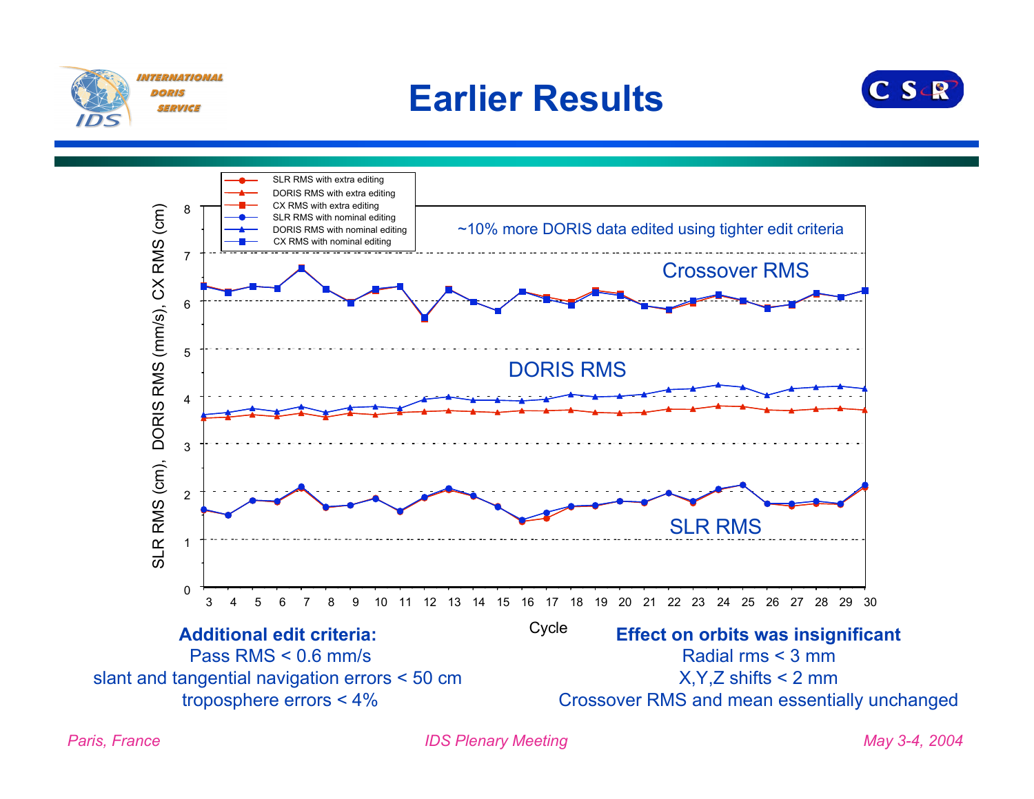# Earlier Results

~10% more DORIS data edited using tighter edit criteria

**Additional edit criteria:**

Pass RMS < 0.6 mm/s

slant and tangential navigation errors < 50 cm

troposphere errors < 4%

**Effect on orbits was insignificant**

Radial rms < 3 mm

X,Y,Z shifts < 2 mm

Crossover RMS and mean essentially unchanged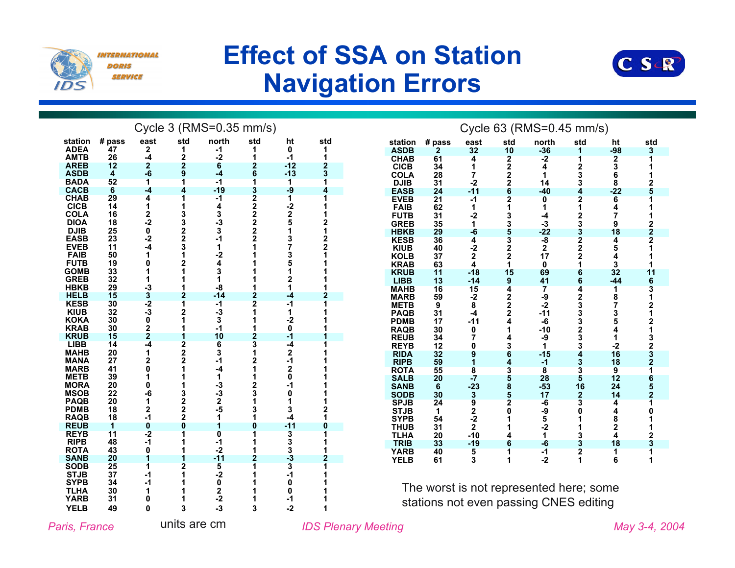# Effect of SSA on Station Navigation Errors

### Cycle 3 (RMS=0.35 mm/s)

| station | # pass | east | std | north | std | ht | std |
|---|---|---|---|---|---|---|---|
| ADEA | 47 | 2 | 1 | -1 | 1 | 0 | 1 |
| AMTB | 26 | -4 | 2 | -2 | 1 | -1 | 1 |
| AREB | 12 | 2 | 2 | 6 | 2 | -12 | 2 |
| ASDB | 4 | -6 | 9 | -4 | 6 | -13 | 3 |
| BADA | 52 | 1 | 1 | -1 | 1 | 1 | 1 |
| CACB | 6 | -4 | 4 | -19 | 3 | -9 | 4 |
| CHAB | 29 | 4 | 1 | -1 | 2 | 1 | 1 |
| CICB | 14 | 1 | 1 | 4 | 2 | -2 | 1 |
| COLA | 16 | 2 | 3 | 3 | 2 | 2 | 1 |
| DIOA | 18 | -2 | 3 | -3 | 2 | 5 | 2 |
| DJIB | 25 | 0 | 2 | 3 | 2 | 1 | 1 |
| EASB | 23 | -2 | 2 | -1 | 2 | 3 | 2 |
| EVEB | 11 | -4 | 3 | 1 | 1 | 7 | 2 |
| FAIB | 50 | 1 | 1 | -2 | 1 | 3 | 1 |
| FUTB | 19 | 0 | 2 | 4 | 1 | 5 | 1 |
| GOMB | 33 | 1 | 1 | 3 | 1 | 1 | 1 |
| GREB | 32 | 1 | 1 | 1 | 1 | 2 | 1 |
| HBKB | 29 | -3 | 1 | -8 | 1 | 1 | 1 |
| HELB | 15 | 3 | 2 | -14 | 2 | -4 | 2 |
| KESB | 30 | -2 | 1 | -1 | 2 | -1 | 1 |
| KIUB | 32 | -3 | 2 | -3 | 1 | 1 | 1 |
| KOKA | 30 | 0 | 1 | 3 | 1 | -2 | 1 |
| KRAB | 30 | 2 | 1 | -1 | 1 | 0 | 1 |
| KRUB | 15 | 2 | 1 | 10 | 2 | -1 | 1 |
| LIBB | 14 | -4 | 2 | 6 | 3 | -4 | 1 |
| MAHB | 20 | 1 | 2 | 3 | 1 | 2 | 1 |
| MANA | 27 | 2 | 2 | -1 | 2 | -1 | 1 |
| MARB | 41 | 0 | 1 | -4 | 1 | 2 | 1 |
| METB | 39 | 1 | 1 | 1 | 1 | 0 | 1 |
| MORA | 20 | 0 | 1 | -3 | 2 | -1 | 1 |
| MSOB | 22 | -6 | 3 | -3 | 3 | 0 | 1 |
| PAQB | 20 | 1 | 2 | 2 | 1 | 1 | 1 |
| PDMB | 18 | 2 | 2 | -5 | 3 | 3 | 2 |
| RAQB | 18 | -1 | 2 | 1 | 1 | -4 | 1 |
| REUB | 1 | 0 | 0 | 1 | 0 | -11 | 0 |
| REYB | 11 | -2 | 1 | 0 | 1 | 3 | 1 |
| RIPB | 48 | -1 | 1 | -1 | 1 | 3 | 1 |
| ROTA | 43 | 0 | 1 | -2 | 1 | 3 | 1 |
| SANB | 20 | 1 | 1 | -11 | 2 | -3 | 2 |
| SODB | 25 | 1 | 2 | 5 | 1 | 3 | 1 |
| STJB | 37 | -1 | 1 | -2 | 1 | -1 | 1 |
| SYPB | 34 | -1 | 1 | 0 | 1 | 0 | 1 |
| TLHA | 30 | 1 | 1 | 2 | 1 | 0 | 1 |
| YARB | 31 | 0 | 1 | -2 | 1 | -1 | 1 |
| YELB | 49 | 0 | 3 | -3 | 3 | -2 | 1 |

units are cm

### Cycle 63 (RMS=0.45 mm/s)

| station | # pass | east | std | north | std | ht | std |
|---|---|---|---|---|---|---|---|
| ASDB | 2 | 32 | 10 | -36 | 1 | -98 | 3 |
| CHAB | 61 | 4 | 2 | -2 | 1 | 2 | 1 |
| CICB | 34 | 1 | 2 | 4 | 2 | 3 | 1 |
| COLA | 28 | 7 | 2 | 1 | 3 | 6 | 1 |
| DJIB | 31 | -2 | 2 | 14 | 3 | 8 | 2 |
| EASB | 24 | -11 | 6 | -40 | 4 | -22 | 5 |
| EVEB | 21 | -1 | 2 | 0 | 2 | 6 | 1 |
| FAIB | 62 | 1 | 1 | 1 | 1 | 4 | 1 |
| FUTB | 31 | -2 | 3 | -4 | 2 | 7 | 1 |
| GREB | 35 | 1 | 3 | -3 | 3 | 9 | 2 |
| HBKB | 29 | -6 | 5 | -22 | 3 | 18 | 2 |
| KESB | 36 | 4 | 3 | -8 | 2 | 4 | 2 |
| KIUB | 40 | -2 | 2 | 2 | 2 | 5 | 1 |
| KOLB | 37 | 2 | 2 | 17 | 2 | 4 | 1 |
| KRAB | 63 | 4 | 1 | 0 | 1 | 3 | 1 |
| KRUB | 11 | -18 | 15 | 69 | 6 | 32 | 11 |
| LIBB | 13 | -14 | 9 | 41 | 6 | -44 | 6 |
| MAHB | 16 | 15 | 4 | 7 | 4 | 1 | 3 |
| MARB | 59 | -2 | 2 | -9 | 2 | 8 | 1 |
| METB | 9 | 8 | 2 | -2 | 3 | 7 | 2 |
| PAQB | 31 | -4 | 2 | -11 | 3 | 3 | 1 |
| PDMB | 17 | -11 | 4 | -6 | 3 | 5 | 2 |
| RAQB | 30 | 0 | 1 | -10 | 2 | 4 | 1 |
| REUB | 34 | 7 | 4 | -9 | 3 | 1 | 3 |
| REYB | 12 | 0 | 3 | 1 | 3 | -2 | 2 |
| RIDA | 32 | 9 | 6 | -15 | 4 | 16 | 3 |
| RIPB | 59 | 1 | 4 | -1 | 3 | 18 | 2 |
| ROTA | 55 | 8 | 3 | 8 | 3 | 9 | 1 |
| SALB | 20 | -7 | 5 | 28 | 5 | 12 | 6 |
| SANB | 6 | -23 | 8 | -53 | 16 | 24 | 5 |
| SODB | 30 | 3 | 5 | 17 | 2 | 14 | 2 |
| SPJB | 24 | 9 | 2 | -6 | 3 | 4 | 1 |
| STJB | 1 | 2 | 0 | -9 | 0 | 4 | 0 |
| SYPB | 54 | -2 | 1 | 5 | 1 | 8 | 1 |
| THUB | 31 | 2 | 1 | -2 | 1 | 2 | 1 |
| TLHA | 20 | -10 | 4 | 1 | 3 | 4 | 2 |
| TRIB | 33 | -19 | 6 | -6 | 3 | 18 | 3 |
| YARB | 40 | 5 | 1 | -1 | 2 | 1 | 1 |
| YELB | 61 | 3 | 1 | -2 | 1 | 6 | 1 |

The worst is not represented here; some stations not even passing CNES editing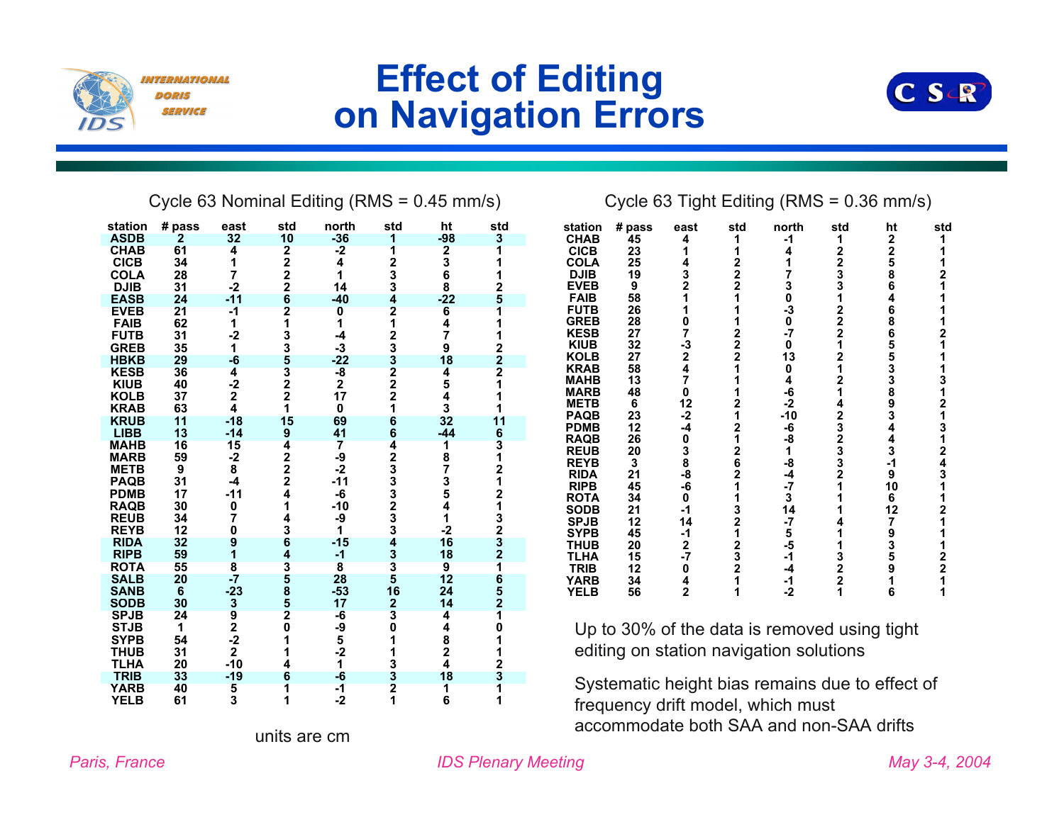# Effect of Editing on Navigation Errors

Cycle 63 Nominal Editing (RMS = 0.45 mm/s)

| station | # pass | east | std | north | std | ht | std |
|---|---|---|---|---|---|---|---|
| ASDB | 2 | 32 | 10 | -36 | 1 | -98 | 3 |
| CHAB | 61 | 4 | 2 | -2 | 1 | 2 | 1 |
| CICB | 34 | 1 | 2 | 4 | 2 | 3 | 1 |
| COLA | 28 | 7 | 2 | 1 | 3 | 6 | 1 |
| DJIB | 31 | -2 | 2 | 14 | 3 | 8 | 2 |
| EASB | 24 | -11 | 6 | -40 | 4 | -22 | 5 |
| EVEB | 21 | -1 | 2 | 0 | 2 | 6 | 1 |
| FAIB | 62 | 1 | 1 | 1 | 1 | 4 | 1 |
| FUTB | 31 | -2 | 3 | -4 | 2 | 7 | 1 |
| GREB | 35 | 1 | 3 | -3 | 3 | 9 | 2 |
| HBKB | 29 | -6 | 5 | -22 | 3 | 18 | 2 |
| KESB | 36 | 4 | 3 | -8 | 2 | 4 | 2 |
| KIUB | 40 | -2 | 2 | 2 | 2 | 5 | 1 |
| KOLB | 37 | 2 | 2 | 17 | 2 | 4 | 1 |
| KRAB | 63 | 4 | 1 | 0 | 1 | 3 | 1 |
| KRUB | 11 | -18 | 15 | 69 | 6 | 32 | 11 |
| LIBB | 13 | -14 | 9 | 41 | 6 | -44 | 6 |
| MAHB | 16 | 15 | 4 | 7 | 4 | 1 | 3 |
| MARB | 59 | -2 | 2 | -9 | 2 | 8 | 1 |
| METB | 9 | 8 | 2 | -2 | 3 | 7 | 2 |
| PAQB | 31 | -4 | 2 | -11 | 3 | 3 | 1 |
| PDMB | 17 | -11 | 4 | -6 | 3 | 5 | 2 |
| RAQB | 30 | 0 | 1 | -10 | 2 | 4 | 1 |
| REUB | 34 | 7 | 4 | -9 | 3 | 1 | 3 |
| REYB | 12 | 0 | 3 | 1 | 3 | -2 | 2 |
| RIDA | 32 | 9 | 6 | -15 | 4 | 16 | 3 |
| RIPB | 59 | 1 | 4 | -1 | 3 | 18 | 2 |
| ROTA | 55 | 8 | 3 | 8 | 3 | 9 | 1 |
| SALB | 20 | -7 | 5 | 28 | 5 | 12 | 6 |
| SANB | 6 | -23 | 8 | -53 | 16 | 24 | 5 |
| SODB | 30 | 3 | 5 | 17 | 2 | 14 | 2 |
| SPJB | 24 | 9 | 2 | -6 | 3 | 4 | 1 |
| STJB | 1 | 2 | 0 | -9 | 0 | 4 | 0 |
| SYPB | 54 | -2 | 1 | 5 | 1 | 8 | 1 |
| THUB | 31 | 2 | 1 | -2 | 1 | 2 | 1 |
| TLHA | 20 | -10 | 4 | 1 | 3 | 4 | 2 |
| TRIB | 33 | -19 | 6 | -6 | 3 | 18 | 3 |
| YARB | 40 | 5 | 1 | -1 | 2 | 1 | 1 |
| YELB | 61 | 3 | 1 | -2 | 1 | 6 | 1 |

units are cm

Cycle 63 Tight Editing (RMS = 0.36 mm/s)

| station | # pass | east | std | north | std | ht | std |
|---|---|---|---|---|---|---|---|
| CHAB | 45 | 4 | 1 | -1 | 1 | 2 | 1 |
| CICB | 23 | 1 | 1 | 4 | 2 | 2 | 1 |
| COLA | 25 | 4 | 2 | 1 | 2 | 5 | 1 |
| DJIB | 19 | 3 | 2 | 7 | 3 | 8 | 2 |
| EVEB | 9 | 2 | 2 | 3 | 3 | 6 | 1 |
| FAIB | 58 | 1 | 1 | 0 | 1 | 4 | 1 |
| FUTB | 26 | 1 | 1 | -3 | 2 | 6 | 1 |
| GREB | 28 | 0 | 1 | 0 | 2 | 8 | 1 |
| KESB | 27 | 7 | 2 | -7 | 2 | 6 | 2 |
| KIUB | 32 | -3 | 2 | 0 | 1 | 5 | 1 |
| KOLB | 27 | 2 | 2 | 13 | 2 | 5 | 1 |
| KRAB | 58 | 4 | 1 | 0 | 1 | 3 | 1 |
| MAHB | 13 | 7 | 1 | 4 | 2 | 3 | 3 |
| MARB | 48 | 0 | 1 | -6 | 1 | 8 | 1 |
| METB | 6 | 12 | 2 | -2 | 4 | 9 | 2 |
| PAQB | 23 | -2 | 1 | -10 | 2 | 3 | 1 |
| PDMB | 12 | -4 | 2 | -6 | 3 | 4 | 3 |
| RAQB | 26 | 0 | 1 | -8 | 2 | 4 | 1 |
| REUB | 20 | 3 | 2 | 1 | 3 | 3 | 2 |
| REYB | 3 | 8 | 6 | -8 | 3 | -1 | 4 |
| RIDA | 21 | -8 | 2 | -4 | 2 | 9 | 3 |
| RIPB | 45 | -6 | 1 | -7 | 1 | 10 | 1 |
| ROTA | 34 | 0 | 1 | 3 | 1 | 6 | 1 |
| SODB | 21 | -1 | 3 | 14 | 1 | 12 | 2 |
| SPJB | 12 | 14 | 2 | -7 | 4 | 7 | 1 |
| SYPB | 45 | -1 | 1 | 5 | 1 | 9 | 1 |
| THUB | 20 | 2 | 2 | -5 | 1 | 3 | 1 |
| TLHA | 15 | -7 | 3 | -1 | 3 | 5 | 2 |
| TRIB | 12 | 0 | 2 | -4 | 2 | 9 | 2 |
| YARB | 34 | 4 | 1 | -1 | 2 | 1 | 1 |
| YELB | 56 | 2 | 1 | -2 | 1 | 6 | 1 |

Up to 30% of the data is removed using tight editing on station navigation solutions

Systematic height bias remains due to effect of frequency drift model, which must accommodate both SAA and non-SAA drifts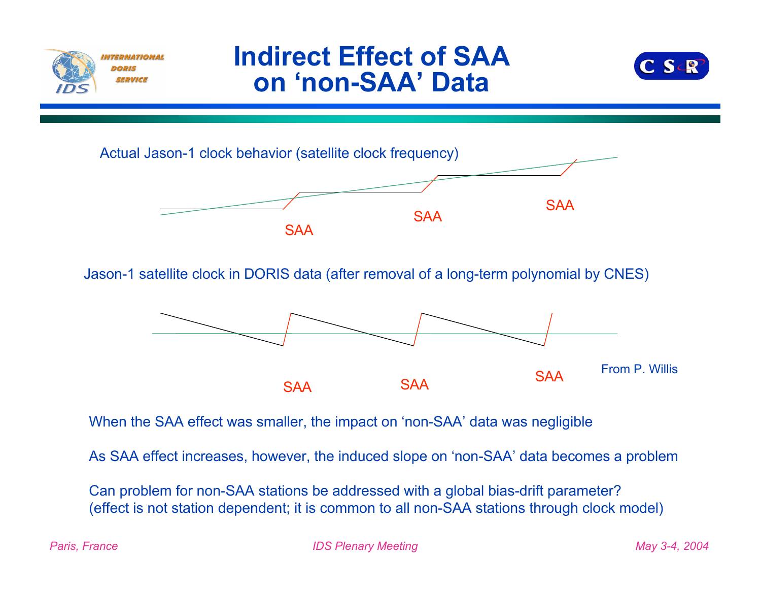# Indirect Effect of SAA on 'non-SAA' Data

Actual Jason-1 clock behavior (satellite clock frequency)

SAA SAA SAA

Jason-1 satellite clock in DORIS data (after removal of a long-term polynomial by CNES)

SAA SAA SAA

From P. Willis

When the SAA effect was smaller, the impact on 'non-SAA' data was negligible

As SAA effect increases, however, the induced slope on 'non-SAA' data becomes a problem

Can problem for non-SAA stations be addressed with a global bias-drift parameter?
(effect is not station dependent; it is common to all non-SAA stations through clock model)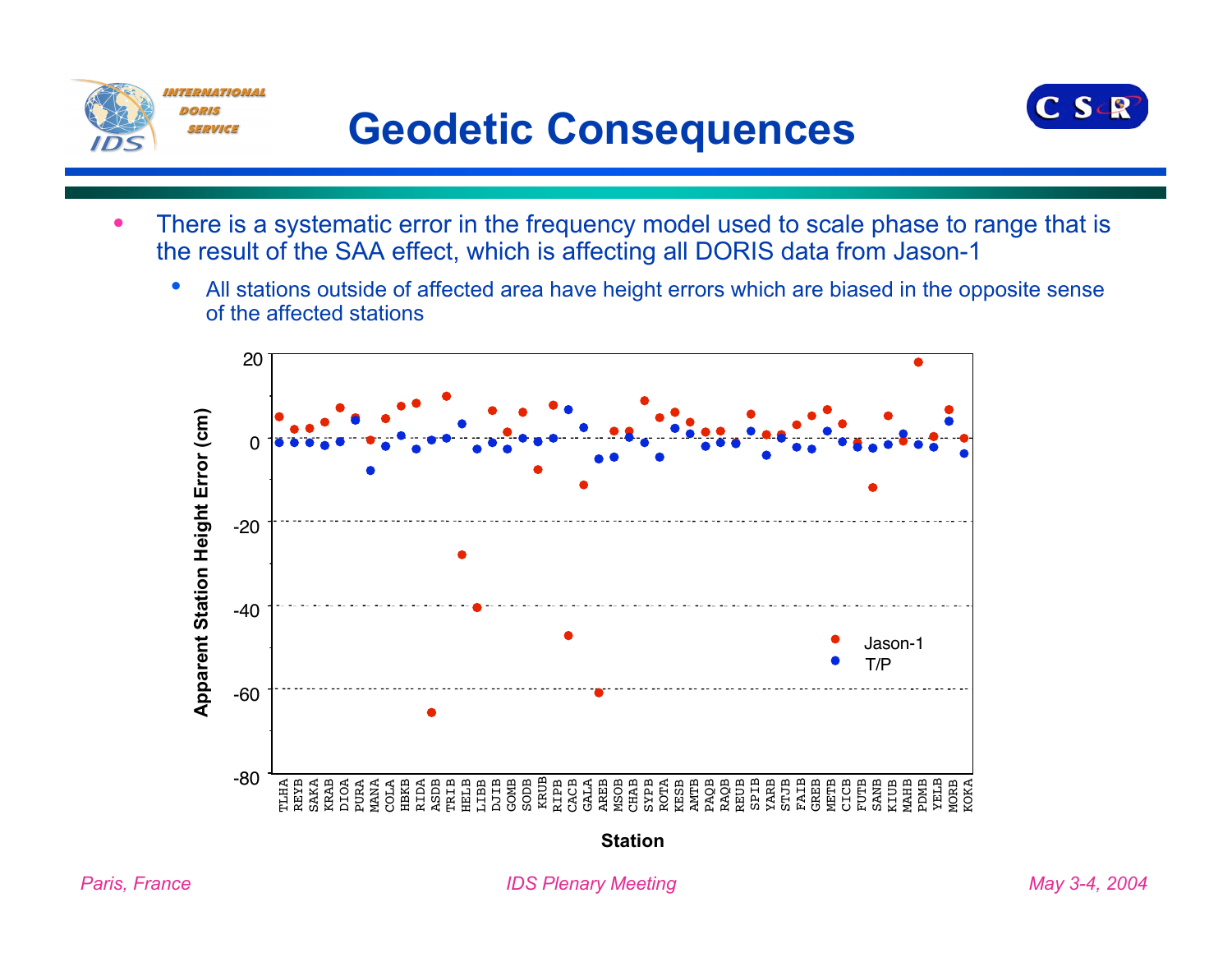# Geodetic Consequences

- There is a systematic error in the frequency model used to scale phase to range that is the result of the SAA effect, which is affecting all DORIS data from Jason-1
  - All stations outside of affected area have height errors which are biased in the opposite sense of the affected stations

Apparent Station Height Error (cm) vs. Station (Jason-1, T/P)

Stations: TLHA, REYB, SAKA, KRAB, DIOA, PURA, MANA, COLA, HBKB, RIDA, ASDB, TRIB, HELB, LIBB, DJIB, GOMB, SODB, KRUB, RIPB, CACB, GALA, AREB, MSOB, CHAB, SYPB, ROTA, KESB, AMTB, PAQB, RAQB, REUB, SPIB, YARB, STJB, FAIB, GREB, METB, CICB, FUTB, SANB, KIUB, MAHB, PDMB, YELB, MORB, KOKA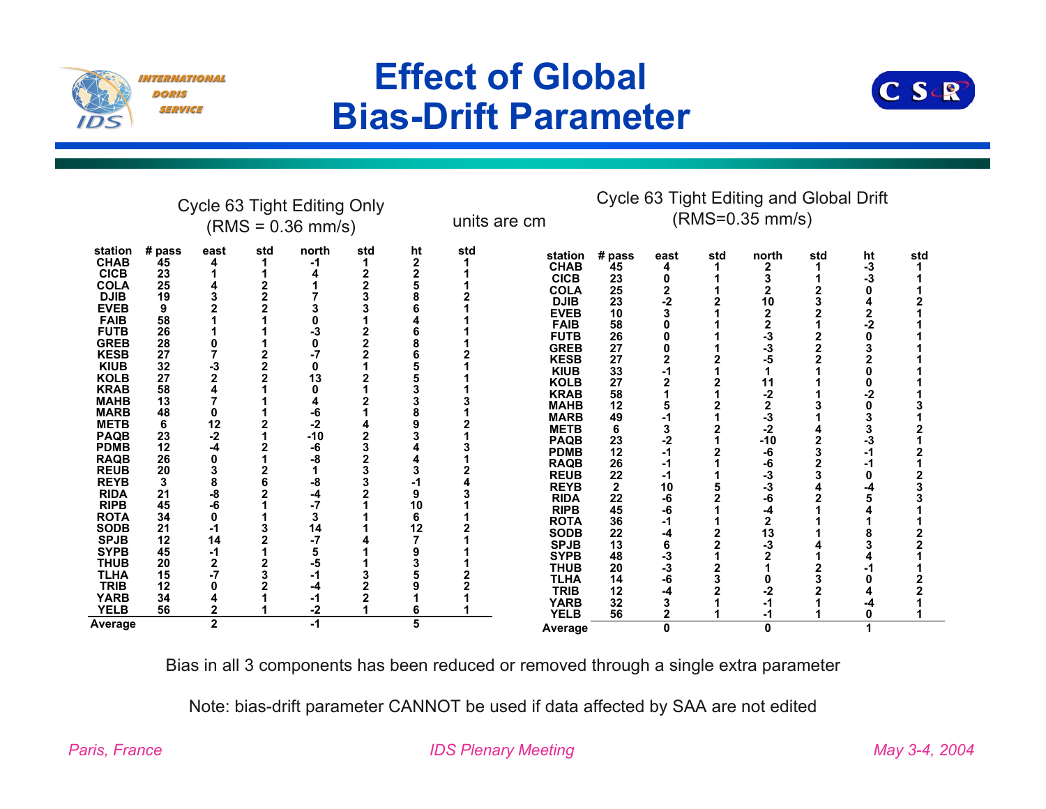# Effect of Global Bias-Drift Parameter

units are cm

### Cycle 63 Tight Editing Only (RMS = 0.36 mm/s)

| station | # pass | east | std | north | std | ht | std |
|---|---|---|---|---|---|---|---|
| CHAB | 45 | 4 | 1 | -1 | 1 | 2 | 1 |
| CICB | 23 | 1 | 1 | 4 | 2 | 2 | 1 |
| COLA | 25 | 4 | 2 | 1 | 2 | 5 | 1 |
| DJIB | 19 | 3 | 2 | 7 | 3 | 8 | 2 |
| EVEB | 9 | 2 | 2 | 3 | 3 | 6 | 1 |
| FAIB | 58 | 1 | 1 | 0 | 1 | 4 | 1 |
| FUTB | 26 | 1 | 1 | -3 | 2 | 6 | 1 |
| GREB | 28 | 0 | 1 | 0 | 2 | 8 | 1 |
| KESB | 27 | 7 | 2 | -7 | 2 | 6 | 2 |
| KIUB | 32 | -3 | 2 | 0 | 1 | 5 | 1 |
| KOLB | 27 | 2 | 2 | 13 | 2 | 5 | 1 |
| KRAB | 58 | 4 | 1 | 0 | 1 | 3 | 1 |
| MAHB | 13 | 7 | 1 | 4 | 2 | 3 | 3 |
| MARB | 48 | 0 | 1 | -6 | 1 | 8 | 1 |
| METB | 6 | 12 | 2 | -2 | 4 | 9 | 2 |
| PAQB | 23 | -2 | 1 | -10 | 2 | 3 | 1 |
| PDMB | 12 | -4 | 2 | -6 | 3 | 4 | 3 |
| RAQB | 26 | 0 | 1 | -8 | 2 | 4 | 1 |
| REUB | 20 | 3 | 2 | 1 | 3 | 3 | 2 |
| REYB | 3 | 8 | 6 | -8 | 3 | -1 | 4 |
| RIDA | 21 | -8 | 2 | -4 | 2 | 9 | 3 |
| RIPB | 45 | -6 | 1 | -7 | 1 | 10 | 1 |
| ROTA | 34 | 0 | 1 | 3 | 1 | 6 | 1 |
| SODB | 21 | -1 | 3 | 14 | 1 | 12 | 2 |
| SPJB | 12 | 14 | 2 | -7 | 4 | 7 | 1 |
| SYPB | 45 | -1 | 1 | 5 | 1 | 9 | 1 |
| THUB | 20 | 2 | 2 | -5 | 1 | 3 | 1 |
| TLHA | 15 | -7 | 3 | -1 | 3 | 5 | 2 |
| TRIB | 12 | 0 | 2 | -4 | 2 | 9 | 2 |
| YARB | 34 | 4 | 1 | -1 | 2 | 1 | 1 |
| YELB | 56 | 2 | 1 | -2 | 1 | 6 | 1 |
| Average | | 2 | | -1 | | 5 | |

### Cycle 63 Tight Editing and Global Drift (RMS=0.35 mm/s)

| station | # pass | east | std | north | std | ht | std |
|---|---|---|---|---|---|---|---|
| CHAB | 45 | 4 | 1 | 2 | 1 | -3 | 1 |
| CICB | 23 | 0 | 1 | 3 | 1 | -3 | 1 |
| COLA | 25 | 2 | 1 | 2 | 2 | 0 | 1 |
| DJIB | 23 | -2 | 2 | 10 | 3 | 4 | 2 |
| EVEB | 10 | 3 | 1 | 2 | 2 | 2 | 1 |
| FAIB | 58 | 0 | 1 | 2 | 1 | -2 | 1 |
| FUTB | 26 | 0 | 1 | -3 | 2 | 0 | 1 |
| GREB | 27 | 0 | 1 | -3 | 2 | 3 | 1 |
| KESB | 27 | 2 | 2 | -5 | 2 | 2 | 1 |
| KIUB | 33 | -1 | 1 | 1 | 1 | 0 | 1 |
| KOLB | 27 | 2 | 2 | 11 | 1 | 0 | 1 |
| KRAB | 58 | 1 | 1 | -2 | 1 | -2 | 1 |
| MAHB | 12 | 5 | 2 | 2 | 3 | 0 | 3 |
| MARB | 49 | -1 | 1 | -3 | 1 | 3 | 1 |
| METB | 6 | 3 | 2 | -2 | 4 | 3 | 2 |
| PAQB | 23 | -2 | 1 | -10 | 2 | -3 | 1 |
| PDMB | 12 | -1 | 2 | -6 | 3 | -1 | 2 |
| RAQB | 26 | -1 | 1 | -6 | 2 | -1 | 1 |
| REUB | 22 | -1 | 1 | -3 | 3 | 0 | 2 |
| REYB | 2 | 10 | 5 | -3 | 4 | -4 | 3 |
| RIDA | 22 | -6 | 2 | -6 | 2 | 5 | 3 |
| RIPB | 45 | -6 | 1 | -4 | 1 | 4 | 1 |
| ROTA | 36 | -1 | 1 | 2 | 1 | 1 | 1 |
| SODB | 22 | -4 | 2 | 13 | 1 | 8 | 2 |
| SPJB | 13 | 6 | 2 | -3 | 4 | 3 | 2 |
| SYPB | 48 | -3 | 1 | 2 | 1 | 4 | 1 |
| THUB | 20 | -3 | 2 | 1 | 2 | -1 | 1 |
| TLHA | 14 | -6 | 3 | 0 | 3 | 0 | 2 |
| TRIB | 12 | -4 | 2 | -2 | 2 | 4 | 2 |
| YARB | 32 | 3 | 1 | -1 | 1 | -4 | 1 |
| YELB | 56 | 2 | 1 | -1 | 1 | 0 | 1 |
| Average | | 0 | | 0 | | 1 | |

Bias in all 3 components has been reduced or removed through a single extra parameter

Note: bias-drift parameter CANNOT be used if data affected by SAA are not edited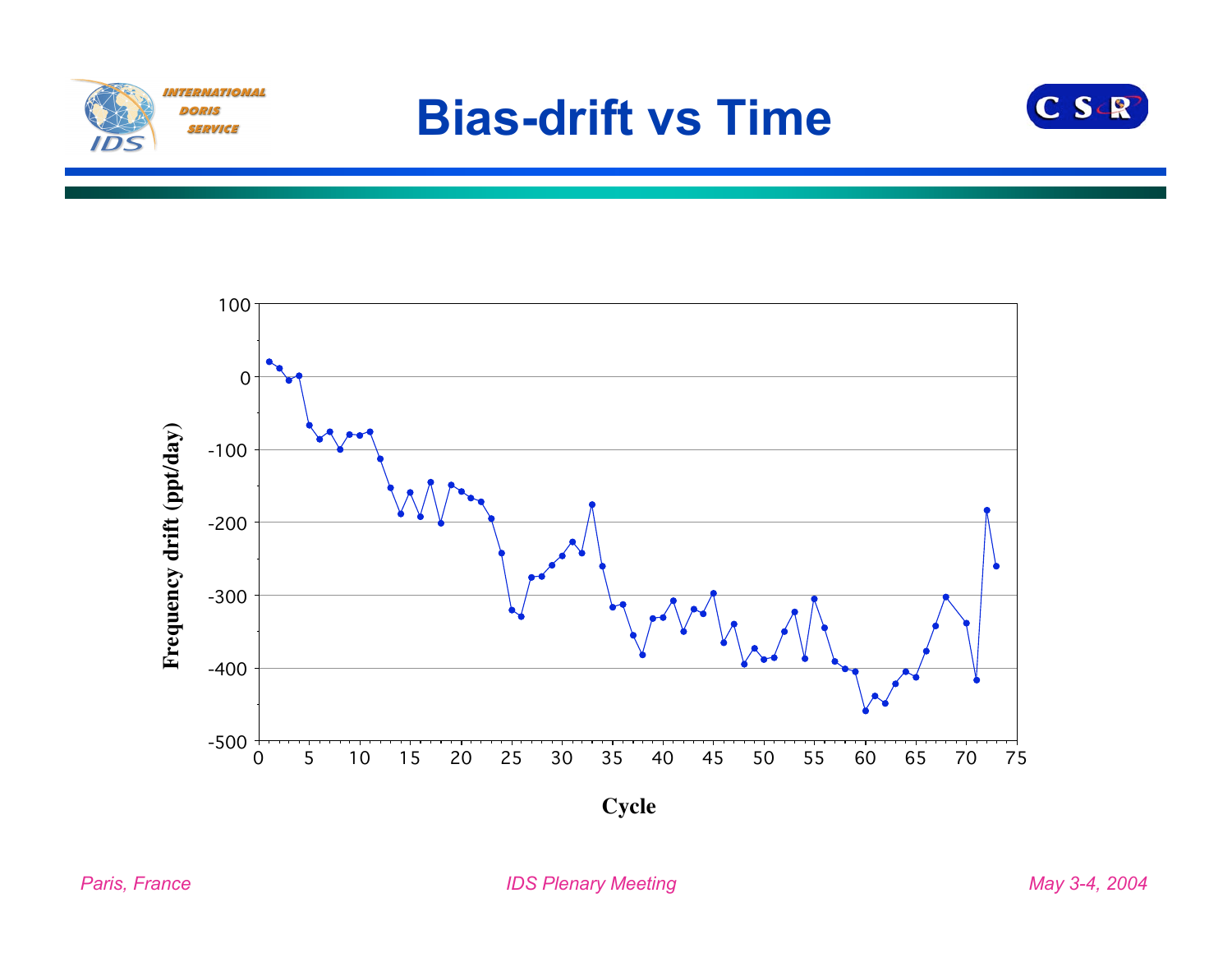# Bias-drift vs Time

Frequency drift (ppt/day)

Cycle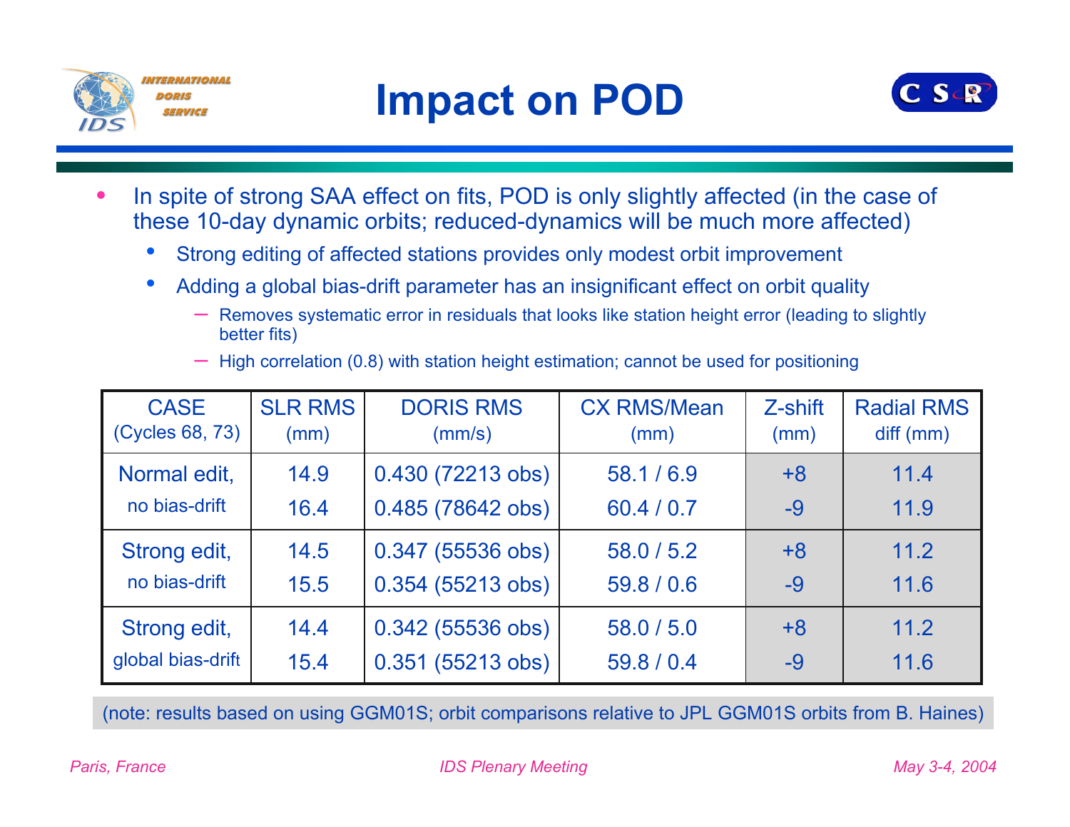# Impact on POD

- In spite of strong SAA effect on fits, POD is only slightly affected (in the case of these 10-day dynamic orbits; reduced-dynamics will be much more affected)
  - Strong editing of affected stations provides only modest orbit improvement
  - Adding a global bias-drift parameter has an insignificant effect on orbit quality
    - Removes systematic error in residuals that looks like station height error (leading to slightly better fits)
    - High correlation (0.8) with station height estimation; cannot be used for positioning

| CASE (Cycles 68, 73) | SLR RMS (mm) | DORIS RMS (mm/s) | CX RMS/Mean (mm) | Z-shift (mm) | Radial RMS diff (mm) |
|---|---|---|---|---|---|
| Normal edit, no bias-drift | 14.9<br>16.4 | 0.430 (72213 obs)<br>0.485 (78642 obs) | 58.1 / 6.9<br>60.4 / 0.7 | +8<br>-9 | 11.4<br>11.9 |
| Strong edit, no bias-drift | 14.5<br>15.5 | 0.347 (55536 obs)<br>0.354 (55213 obs) | 58.0 / 5.2<br>59.8 / 0.6 | +8<br>-9 | 11.2<br>11.6 |
| Strong edit, global bias-drift | 14.4<br>15.4 | 0.342 (55536 obs)<br>0.351 (55213 obs) | 58.0 / 5.0<br>59.8 / 0.4 | +8<br>-9 | 11.2<br>11.6 |

(note: results based on using GGM01S; orbit comparisons relative to JPL GGM01S orbits from B. Haines)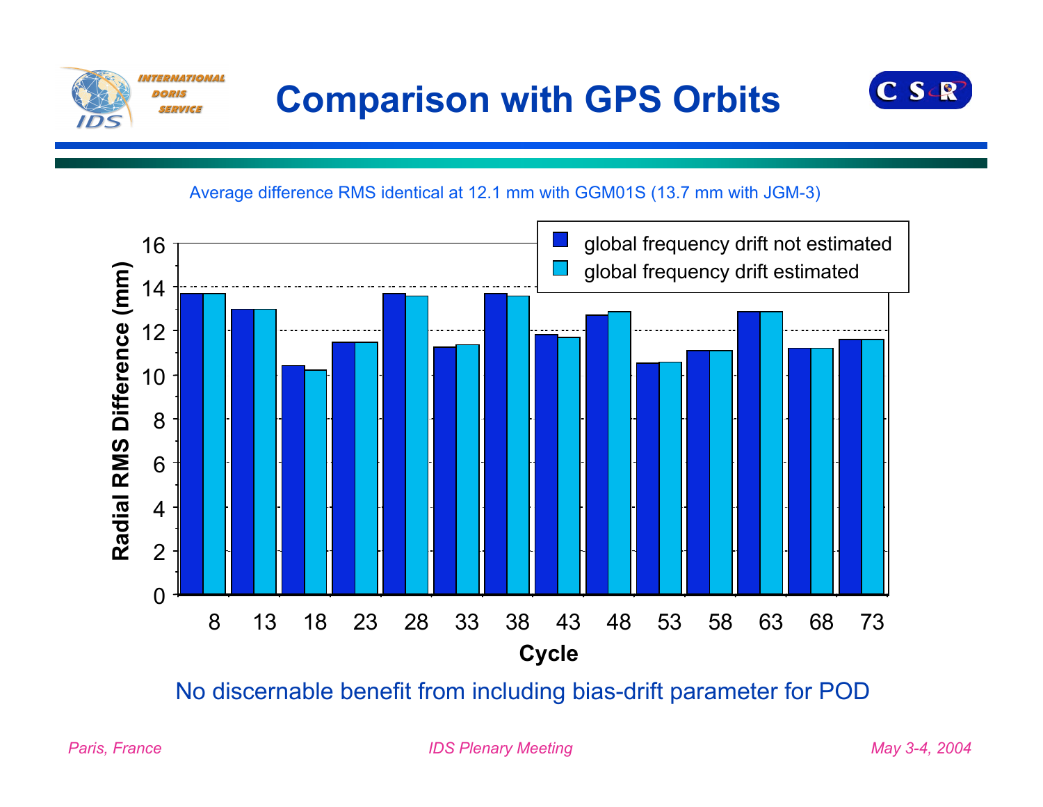# Comparison with GPS Orbits

Average difference RMS identical at 12.1 mm with GGM01S (13.7 mm with JGM-3)

| Cycle | global frequency drift not estimated | global frequency drift estimated |
|---|---|---|
| 8 | 13.7 | 13.7 |
| 13 | 13.0 | 13.0 |
| 18 | 10.4 | 10.2 |
| 23 | 11.5 | 11.5 |
| 28 | 13.7 | 13.6 |
| 33 | 11.3 | 11.4 |
| 38 | 13.7 | 13.6 |
| 43 | 11.8 | 11.7 |
| 48 | 12.7 | 12.9 |
| 53 | 10.5 | 10.6 |
| 58 | 11.1 | 11.1 |
| 63 | 12.9 | 12.9 |
| 68 | 11.2 | 11.2 |
| 73 | 11.6 | 11.6 |

Radial RMS Difference (mm) vs. Cycle

No discernable benefit from including bias-drift parameter for POD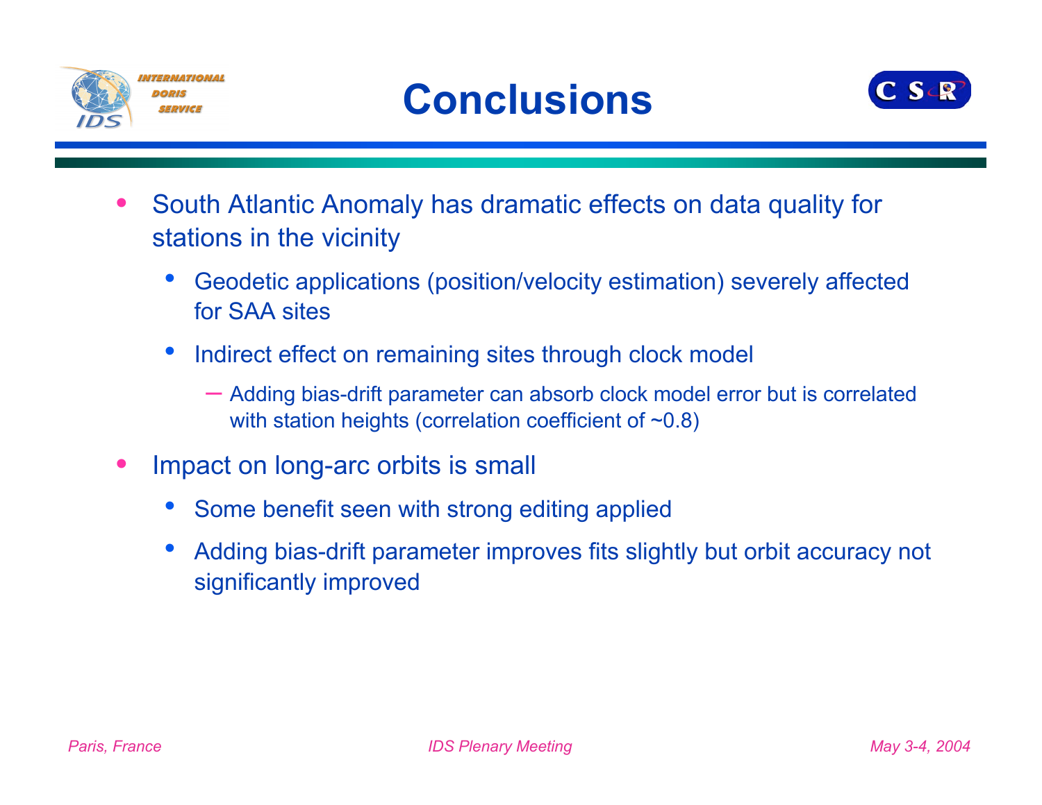# Conclusions

- South Atlantic Anomaly has dramatic effects on data quality for stations in the vicinity
  - Geodetic applications (position/velocity estimation) severely affected for SAA sites
  - Indirect effect on remaining sites through clock model
    - Adding bias-drift parameter can absorb clock model error but is correlated with station heights (correlation coefficient of ~0.8)
- Impact on long-arc orbits is small
  - Some benefit seen with strong editing applied
  - Adding bias-drift parameter improves fits slightly but orbit accuracy not significantly improved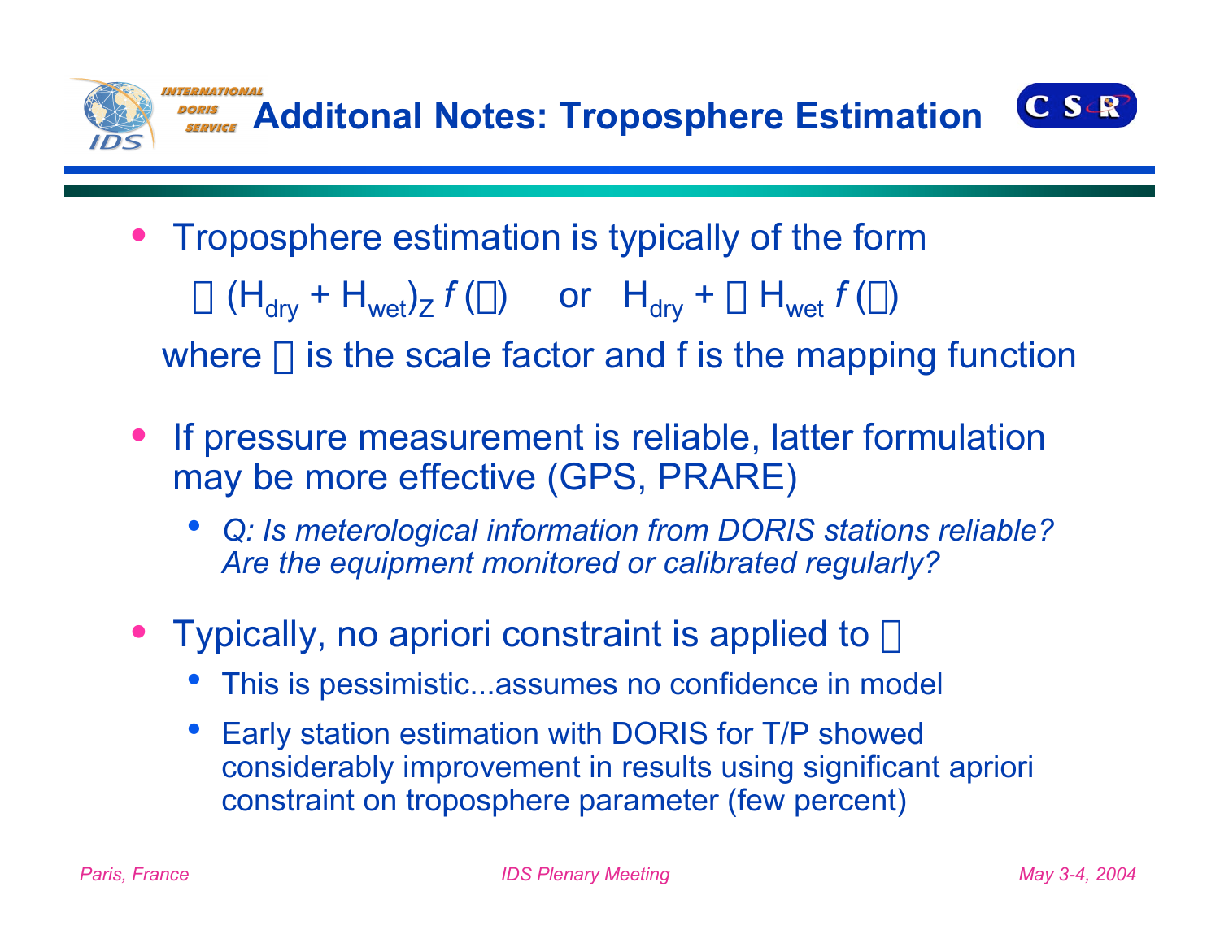# Additonal Notes: Troposphere Estimation

- Troposphere estimation is typically of the form

  $\square\,(H_{dry} + H_{wet})_Z\, f\,(\square)$ or $H_{dry} + \square\, H_{wet}\, f\,(\square)$

  where □ is the scale factor and f is the mapping function

- If pressure measurement is reliable, latter formulation may be more effective (GPS, PRARE)
  - *Q: Is meterological information from DORIS stations reliable? Are the equipment monitored or calibrated regularly?*

- Typically, no apriori constraint is applied to □
  - This is pessimistic...assumes no confidence in model
  - Early station estimation with DORIS for T/P showed considerably improvement in results using significant apriori constraint on troposphere parameter (few percent)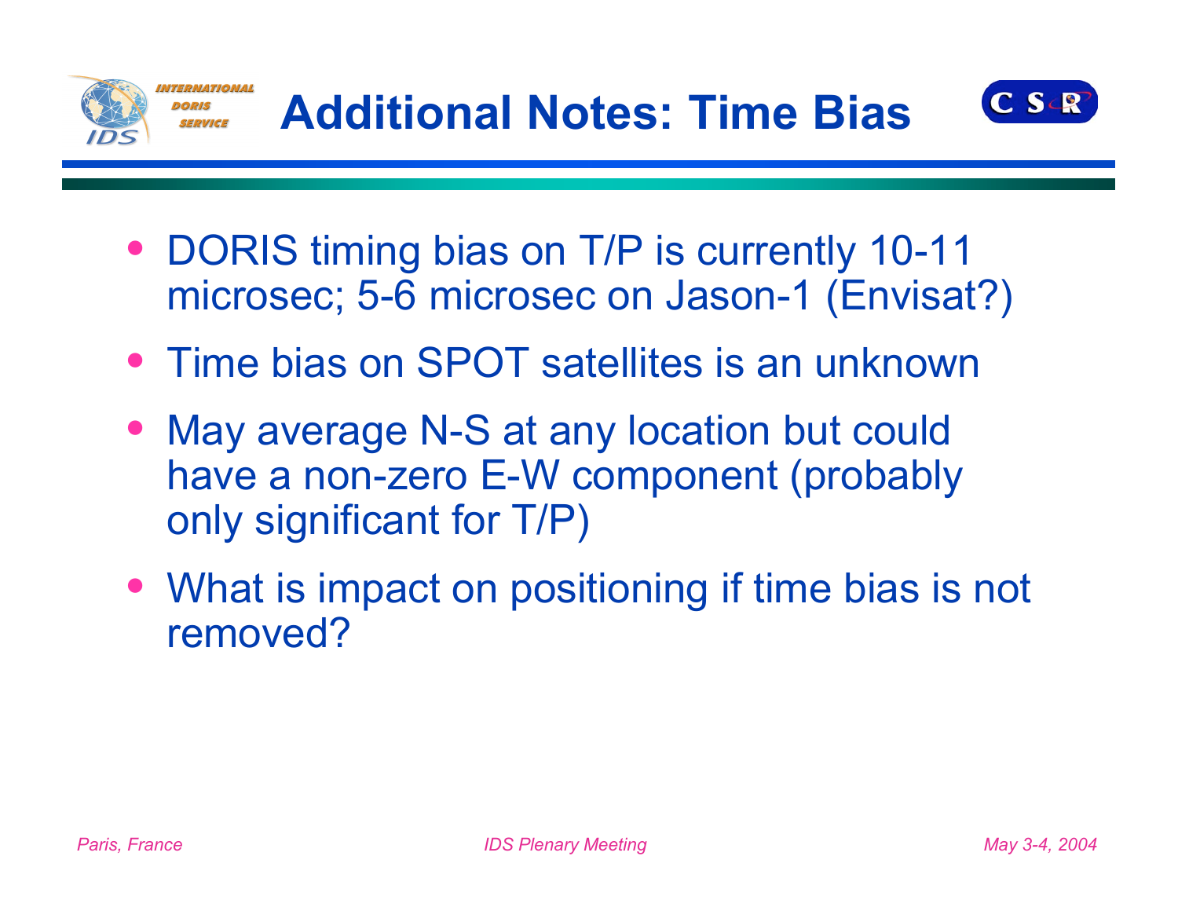# Additional Notes: Time Bias

- DORIS timing bias on T/P is currently 10-11 microsec; 5-6 microsec on Jason-1 (Envisat?)
- Time bias on SPOT satellites is an unknown
- May average N-S at any location but could have a non-zero E-W component (probably only significant for T/P)
- What is impact on positioning if time bias is not removed?